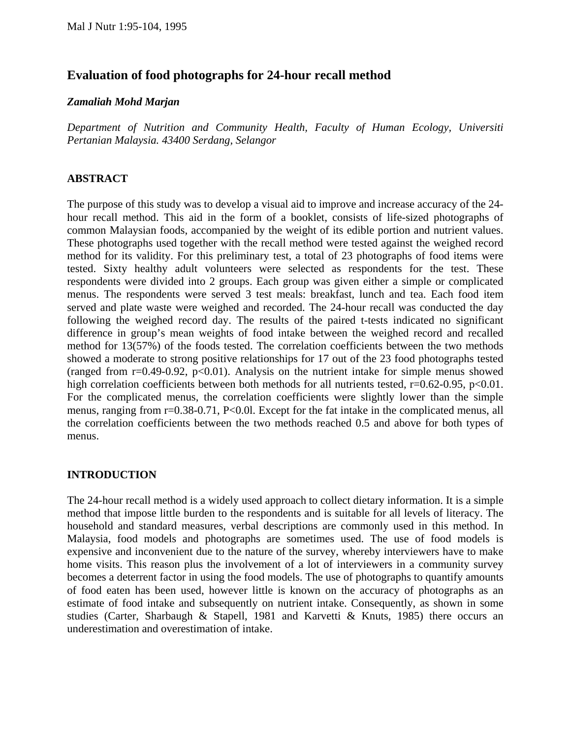# Evaluation of food photographs for 24-hour recall method

***Zamaliah Mohd Marjan***

*Department of Nutrition and Community Health, Faculty of Human Ecology, Universiti Pertanian Malaysia. 43400 Serdang, Selangor*

## ABSTRACT

The purpose of this study was to develop a visual aid to improve and increase accuracy of the 24-hour recall method. This aid in the form of a booklet, consists of life-sized photographs of common Malaysian foods, accompanied by the weight of its edible portion and nutrient values. These photographs used together with the recall method were tested against the weighed record method for its validity. For this preliminary test, a total of 23 photographs of food items were tested. Sixty healthy adult volunteers were selected as respondents for the test. These respondents were divided into 2 groups. Each group was given either a simple or complicated menus. The respondents were served 3 test meals: breakfast, lunch and tea. Each food item served and plate waste were weighed and recorded. The 24-hour recall was conducted the day following the weighed record day. The results of the paired t-tests indicated no significant difference in group's mean weights of food intake between the weighed record and recalled method for 13(57%) of the foods tested. The correlation coefficients between the two methods showed a moderate to strong positive relationships for 17 out of the 23 food photographs tested (ranged from $r=0.49-0.92$, $p<0.01$). Analysis on the nutrient intake for simple menus showed high correlation coefficients between both methods for all nutrients tested, $r=0.62-0.95$, $p<0.01$. For the complicated menus, the correlation coefficients were slightly lower than the simple menus, ranging from $r=0.38-0.71$, $P<0.0l$. Except for the fat intake in the complicated menus, all the correlation coefficients between the two methods reached 0.5 and above for both types of menus.

## INTRODUCTION

The 24-hour recall method is a widely used approach to collect dietary information. It is a simple method that impose little burden to the respondents and is suitable for all levels of literacy. The household and standard measures, verbal descriptions are commonly used in this method. In Malaysia, food models and photographs are sometimes used. The use of food models is expensive and inconvenient due to the nature of the survey, whereby interviewers have to make home visits. This reason plus the involvement of a lot of interviewers in a community survey becomes a deterrent factor in using the food models. The use of photographs to quantify amounts of food eaten has been used, however little is known on the accuracy of photographs as an estimate of food intake and subsequently on nutrient intake. Consequently, as shown in some studies (Carter, Sharbaugh & Stapell, 1981 and Karvetti & Knuts, 1985) there occurs an underestimation and overestimation of intake.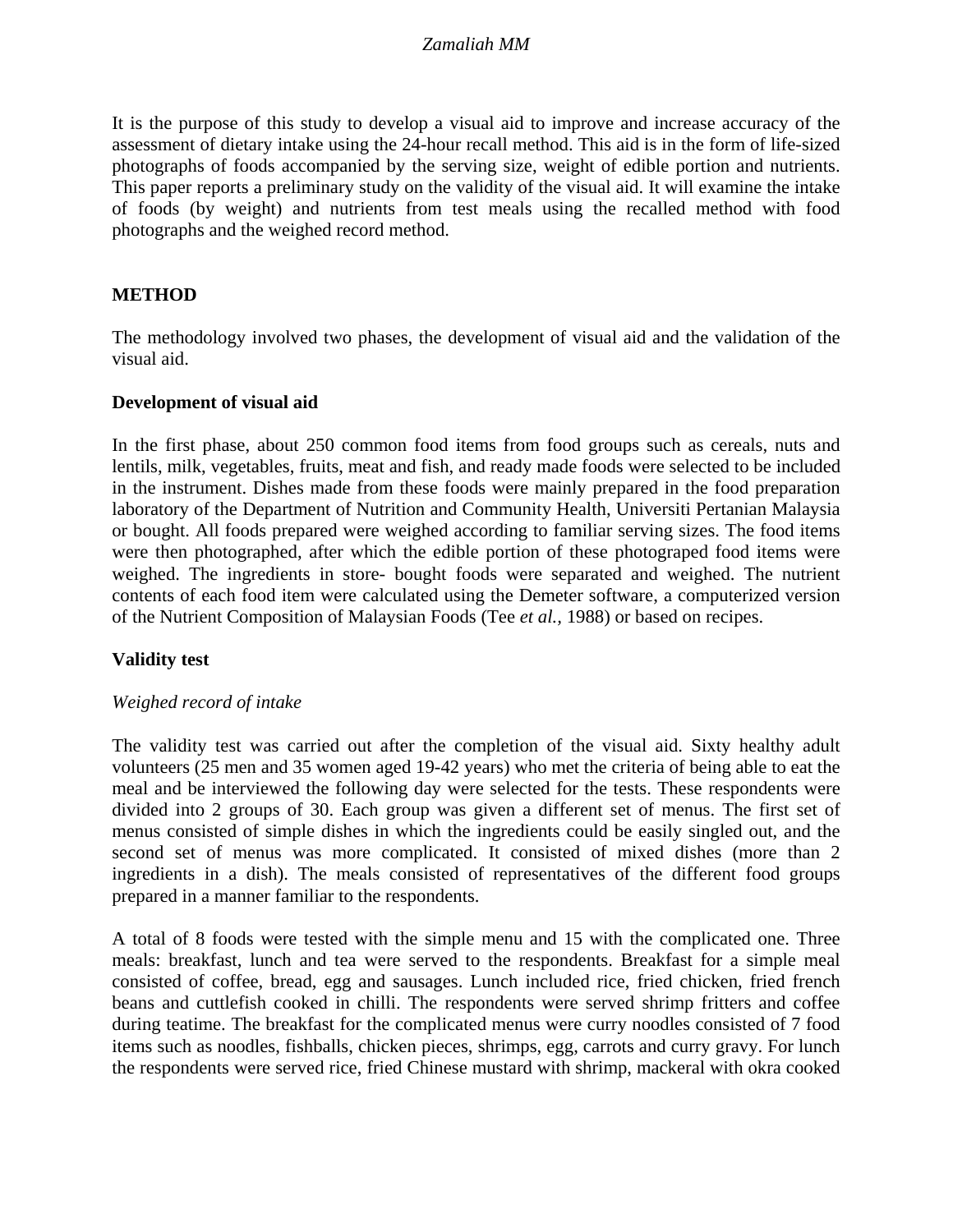It is the purpose of this study to develop a visual aid to improve and increase accuracy of the assessment of dietary intake using the 24-hour recall method. This aid is in the form of life-sized photographs of foods accompanied by the serving size, weight of edible portion and nutrients. This paper reports a preliminary study on the validity of the visual aid. It will examine the intake of foods (by weight) and nutrients from test meals using the recalled method with food photographs and the weighed record method.

## METHOD

The methodology involved two phases, the development of visual aid and the validation of the visual aid.

### Development of visual aid

In the first phase, about 250 common food items from food groups such as cereals, nuts and lentils, milk, vegetables, fruits, meat and fish, and ready made foods were selected to be included in the instrument. Dishes made from these foods were mainly prepared in the food preparation laboratory of the Department of Nutrition and Community Health, Universiti Pertanian Malaysia or bought. All foods prepared were weighed according to familiar serving sizes. The food items were then photographed, after which the edible portion of these photograped food items were weighed. The ingredients in store- bought foods were separated and weighed. The nutrient contents of each food item were calculated using the Demeter software, a computerized version of the Nutrient Composition of Malaysian Foods (Tee *et al.*, 1988) or based on recipes.

### Validity test

*Weighed record of intake*

The validity test was carried out after the completion of the visual aid. Sixty healthy adult volunteers (25 men and 35 women aged 19-42 years) who met the criteria of being able to eat the meal and be interviewed the following day were selected for the tests. These respondents were divided into 2 groups of 30. Each group was given a different set of menus. The first set of menus consisted of simple dishes in which the ingredients could be easily singled out, and the second set of menus was more complicated. It consisted of mixed dishes (more than 2 ingredients in a dish). The meals consisted of representatives of the different food groups prepared in a manner familiar to the respondents.

A total of 8 foods were tested with the simple menu and 15 with the complicated one. Three meals: breakfast, lunch and tea were served to the respondents. Breakfast for a simple meal consisted of coffee, bread, egg and sausages. Lunch included rice, fried chicken, fried french beans and cuttlefish cooked in chilli. The respondents were served shrimp fritters and coffee during teatime. The breakfast for the complicated menus were curry noodles consisted of 7 food items such as noodles, fishballs, chicken pieces, shrimps, egg, carrots and curry gravy. For lunch the respondents were served rice, fried Chinese mustard with shrimp, mackeral with okra cooked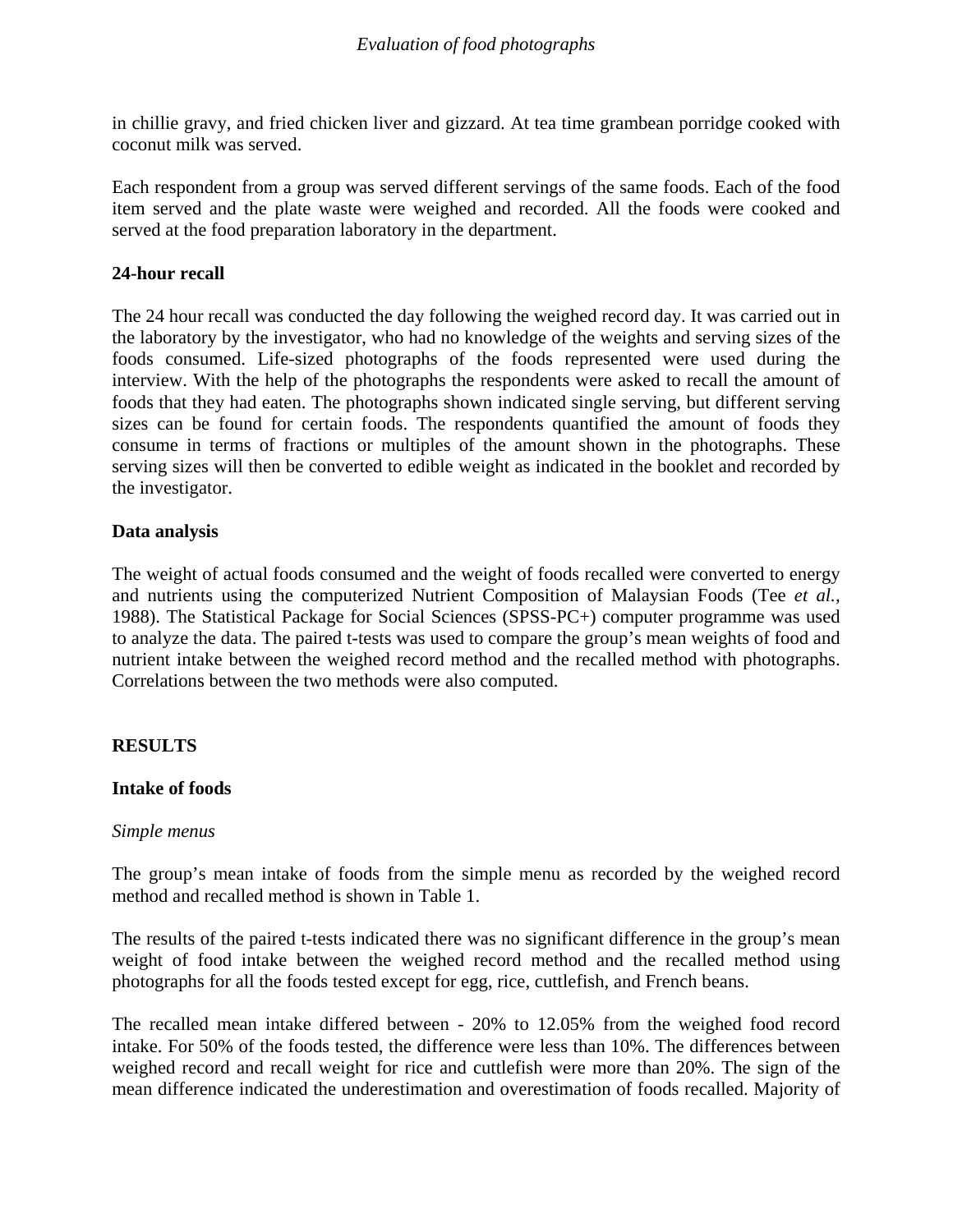in chillie gravy, and fried chicken liver and gizzard. At tea time grambean porridge cooked with coconut milk was served.

Each respondent from a group was served different servings of the same foods. Each of the food item served and the plate waste were weighed and recorded. All the foods were cooked and served at the food preparation laboratory in the department.

**24-hour recall**

The 24 hour recall was conducted the day following the weighed record day. It was carried out in the laboratory by the investigator, who had no knowledge of the weights and serving sizes of the foods consumed. Life-sized photographs of the foods represented were used during the interview. With the help of the photographs the respondents were asked to recall the amount of foods that they had eaten. The photographs shown indicated single serving, but different serving sizes can be found for certain foods. The respondents quantified the amount of foods they consume in terms of fractions or multiples of the amount shown in the photographs. These serving sizes will then be converted to edible weight as indicated in the booklet and recorded by the investigator.

**Data analysis**

The weight of actual foods consumed and the weight of foods recalled were converted to energy and nutrients using the computerized Nutrient Composition of Malaysian Foods (Tee *et al.*, 1988). The Statistical Package for Social Sciences (SPSS-PC+) computer programme was used to analyze the data. The paired t-tests was used to compare the group's mean weights of food and nutrient intake between the weighed record method and the recalled method with photographs. Correlations between the two methods were also computed.

## RESULTS

**Intake of foods**

*Simple menus*

The group's mean intake of foods from the simple menu as recorded by the weighed record method and recalled method is shown in Table 1.

The results of the paired t-tests indicated there was no significant difference in the group's mean weight of food intake between the weighed record method and the recalled method using photographs for all the foods tested except for egg, rice, cuttlefish, and French beans.

The recalled mean intake differed between - 20% to 12.05% from the weighed food record intake. For 50% of the foods tested, the difference were less than 10%. The differences between weighed record and recall weight for rice and cuttlefish were more than 20%. The sign of the mean difference indicated the underestimation and overestimation of foods recalled. Majority of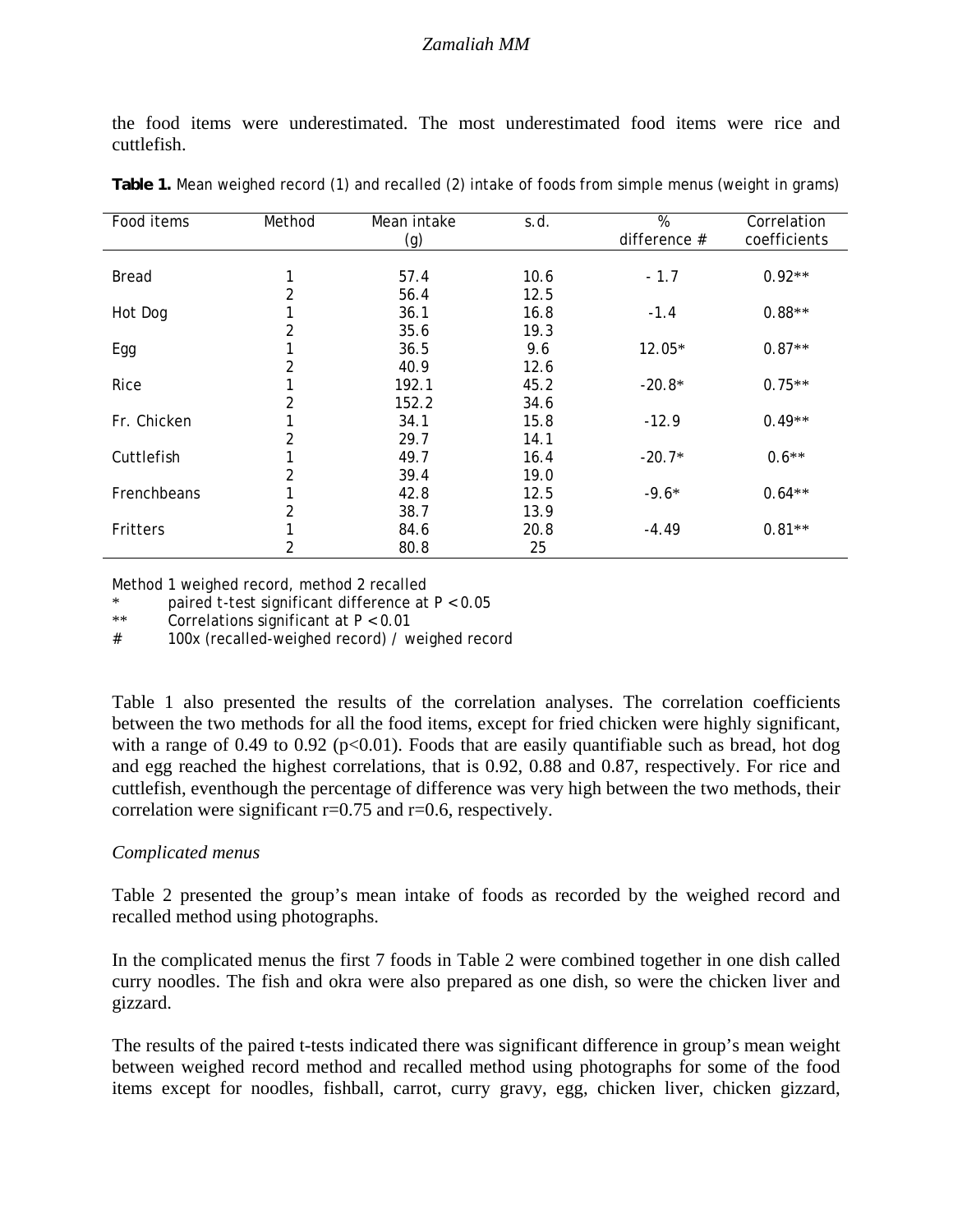the food items were underestimated. The most underestimated food items were rice and cuttlefish.

**Table 1.** Mean weighed record (1) and recalled (2) intake of foods from simple menus (weight in grams)

| Food items | Method | Mean intake (g) | s.d. | % difference # | Correlation coefficients |
|---|---|---|---|---|---|
| Bread | 1 | 57.4 | 10.6 | - 1.7 | 0.92** |
| | 2 | 56.4 | 12.5 | | |
| Hot Dog | 1 | 36.1 | 16.8 | -1.4 | 0.88** |
| | 2 | 35.6 | 19.3 | | |
| Egg | 1 | 36.5 | 9.6 | 12.05* | 0.87** |
| | 2 | 40.9 | 12.6 | | |
| Rice | 1 | 192.1 | 45.2 | -20.8* | 0.75** |
| | 2 | 152.2 | 34.6 | | |
| Fr. Chicken | 1 | 34.1 | 15.8 | -12.9 | 0.49** |
| | 2 | 29.7 | 14.1 | | |
| Cuttlefish | 1 | 49.7 | 16.4 | -20.7* | 0.6** |
| | 2 | 39.4 | 19.0 | | |
| Frenchbeans | 1 | 42.8 | 12.5 | -9.6* | 0.64** |
| | 2 | 38.7 | 13.9 | | |
| Fritters | 1 | 84.6 | 20.8 | -4.49 | 0.81** |
| | 2 | 80.8 | 25 | | |

Method 1 weighed record, method 2 recalled
\* paired t-test significant difference at $P < 0.05$
\*\* Correlations significant at $P < 0.01$
\# 100x (recalled-weighed record) / weighed record

Table 1 also presented the results of the correlation analyses. The correlation coefficients between the two methods for all the food items, except for fried chicken were highly significant, with a range of 0.49 to 0.92 ($p<0.01$). Foods that are easily quantifiable such as bread, hot dog and egg reached the highest correlations, that is 0.92, 0.88 and 0.87, respectively. For rice and cuttlefish, eventhough the percentage of difference was very high between the two methods, their correlation were significant $r=0.75$ and $r=0.6$, respectively.

*Complicated menus*

Table 2 presented the group's mean intake of foods as recorded by the weighed record and recalled method using photographs.

In the complicated menus the first 7 foods in Table 2 were combined together in one dish called curry noodles. The fish and okra were also prepared as one dish, so were the chicken liver and gizzard.

The results of the paired t-tests indicated there was significant difference in group's mean weight between weighed record method and recalled method using photographs for some of the food items except for noodles, fishball, carrot, curry gravy, egg, chicken liver, chicken gizzard,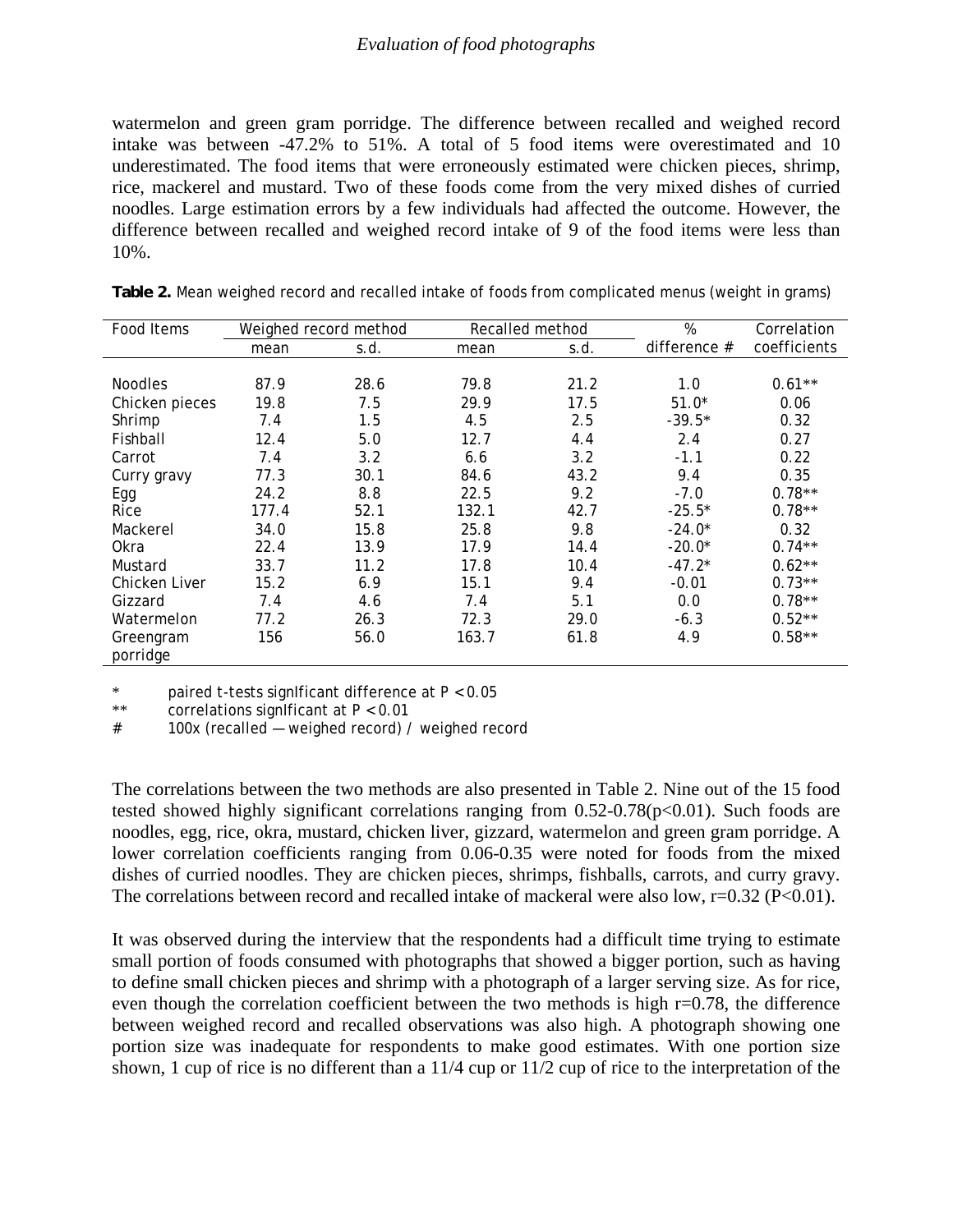watermelon and green gram porridge. The difference between recalled and weighed record intake was between -47.2% to 51%. A total of 5 food items were overestimated and 10 underestimated. The food items that were erroneously estimated were chicken pieces, shrimp, rice, mackerel and mustard. Two of these foods come from the very mixed dishes of curried noodles. Large estimation errors by a few individuals had affected the outcome. However, the difference between recalled and weighed record intake of 9 of the food items were less than 10%.

**Table 2.** Mean weighed record and recalled intake of foods from complicated menus (weight in grams)

| Food Items | Weighed record method | | Recalled method | | % difference # | Correlation coefficients |
|---|---|---|---|---|---|---|
| | mean | s.d. | mean | s.d. | | |
| Noodles | 87.9 | 28.6 | 79.8 | 21.2 | 1.0 | 0.61** |
| Chicken pieces | 19.8 | 7.5 | 29.9 | 17.5 | 51.0* | 0.06 |
| Shrimp | 7.4 | 1.5 | 4.5 | 2.5 | -39.5* | 0.32 |
| Fishball | 12.4 | 5.0 | 12.7 | 4.4 | 2.4 | 0.27 |
| Carrot | 7.4 | 3.2 | 6.6 | 3.2 | -1.1 | 0.22 |
| Curry gravy | 77.3 | 30.1 | 84.6 | 43.2 | 9.4 | 0.35 |
| Egg | 24.2 | 8.8 | 22.5 | 9.2 | -7.0 | 0.78** |
| Rice | 177.4 | 52.1 | 132.1 | 42.7 | -25.5* | 0.78** |
| Mackerel | 34.0 | 15.8 | 25.8 | 9.8 | -24.0* | 0.32 |
| Okra | 22.4 | 13.9 | 17.9 | 14.4 | -20.0* | 0.74** |
| Mustard | 33.7 | 11.2 | 17.8 | 10.4 | -47.2* | 0.62** |
| Chicken Liver | 15.2 | 6.9 | 15.1 | 9.4 | -0.01 | 0.73** |
| Gizzard | 7.4 | 4.6 | 7.4 | 5.1 | 0.0 | 0.78** |
| Watermelon | 77.2 | 26.3 | 72.3 | 29.0 | -6.3 | 0.52** |
| Greengram porridge | 156 | 56.0 | 163.7 | 61.8 | 4.9 | 0.58** |

\* paired t-tests significant difference at $P < 0.05$
** correlations significant at $P < 0.01$
\# 100x (recalled — weighed record) / weighed record

The correlations between the two methods are also presented in Table 2. Nine out of the 15 food tested showed highly significant correlations ranging from 0.52-0.78($p<0.01$). Such foods are noodles, egg, rice, okra, mustard, chicken liver, gizzard, watermelon and green gram porridge. A lower correlation coefficients ranging from 0.06-0.35 were noted for foods from the mixed dishes of curried noodles. They are chicken pieces, shrimps, fishballs, carrots, and curry gravy. The correlations between record and recalled intake of mackeral were also low, $r=0.32$ ($P<0.01$).

It was observed during the interview that the respondents had a difficult time trying to estimate small portion of foods consumed with photographs that showed a bigger portion, such as having to define small chicken pieces and shrimp with a photograph of a larger serving size. As for rice, even though the correlation coefficient between the two methods is high $r=0.78$, the difference between weighed record and recalled observations was also high. A photograph showing one portion size was inadequate for respondents to make good estimates. With one portion size shown, 1 cup of rice is no different than a 11/4 cup or 11/2 cup of rice to the interpretation of the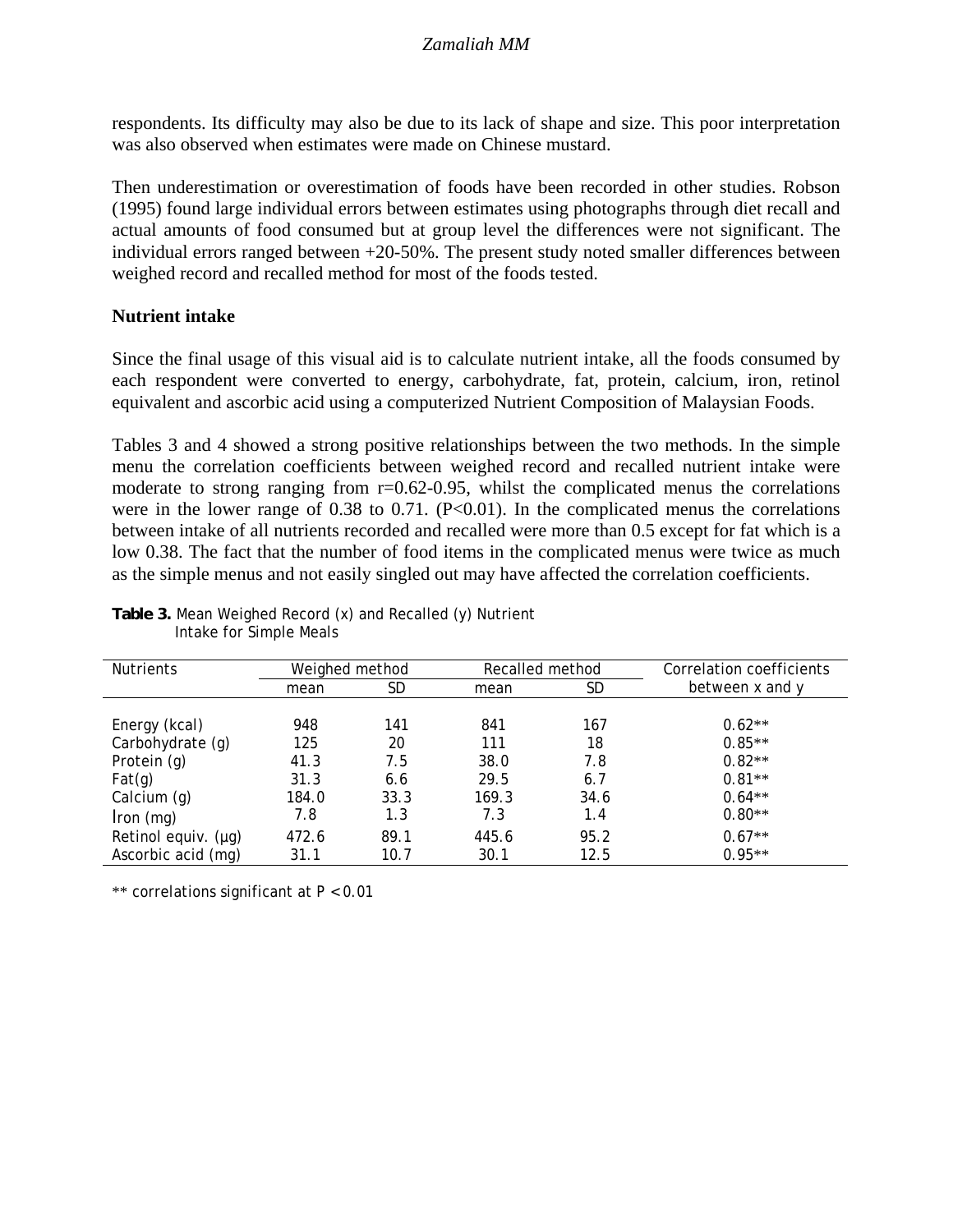respondents. Its difficulty may also be due to its lack of shape and size. This poor interpretation was also observed when estimates were made on Chinese mustard.

Then underestimation or overestimation of foods have been recorded in other studies. Robson (1995) found large individual errors between estimates using photographs through diet recall and actual amounts of food consumed but at group level the differences were not significant. The individual errors ranged between +20-50%. The present study noted smaller differences between weighed record and recalled method for most of the foods tested.

### Nutrient intake

Since the final usage of this visual aid is to calculate nutrient intake, all the foods consumed by each respondent were converted to energy, carbohydrate, fat, protein, calcium, iron, retinol equivalent and ascorbic acid using a computerized Nutrient Composition of Malaysian Foods.

Tables 3 and 4 showed a strong positive relationships between the two methods. In the simple menu the correlation coefficients between weighed record and recalled nutrient intake were moderate to strong ranging from r=0.62-0.95, whilst the complicated menus the correlations were in the lower range of 0.38 to 0.71. ($P<0.01$). In the complicated menus the correlations between intake of all nutrients recorded and recalled were more than 0.5 except for fat which is a low 0.38. The fact that the number of food items in the complicated menus were twice as much as the simple menus and not easily singled out may have affected the correlation coefficients.

**Table 3.** Mean Weighed Record (x) and Recalled (y) Nutrient Intake for Simple Meals

| Nutrients | Weighed method | | Recalled method | | Correlation coefficients between x and y |
|---|---|---|---|---|---|
| | mean | SD | mean | SD | |
| Energy (kcal) | 948 | 141 | 841 | 167 | 0.62** |
| Carbohydrate (g) | 125 | 20 | 111 | 18 | 0.85** |
| Protein (g) | 41.3 | 7.5 | 38.0 | 7.8 | 0.82** |
| Fat(g) | 31.3 | 6.6 | 29.5 | 6.7 | 0.81** |
| Calcium (g) | 184.0 | 33.3 | 169.3 | 34.6 | 0.64** |
| Iron (mg) | 7.8 | 1.3 | 7.3 | 1.4 | 0.80** |
| Retinol equiv. (µg) | 472.6 | 89.1 | 445.6 | 95.2 | 0.67** |
| Ascorbic acid (mg) | 31.1 | 10.7 | 30.1 | 12.5 | 0.95** |

** correlations significant at $P < 0.01$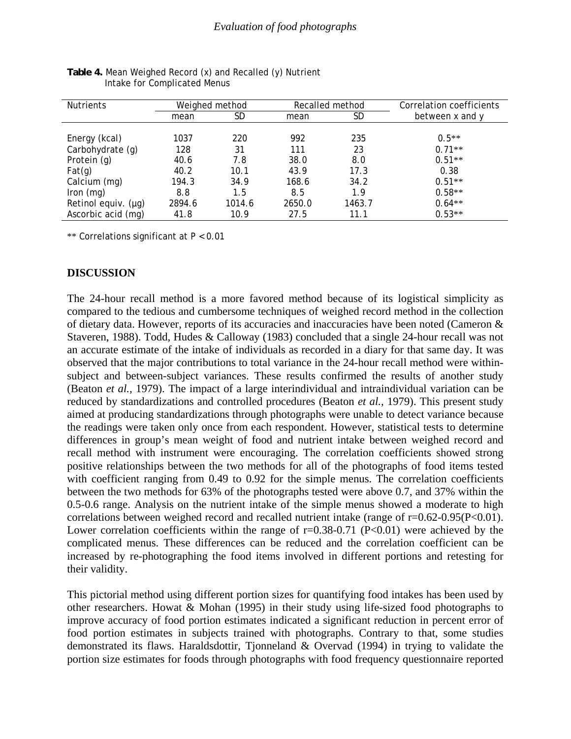**Table 4.** Mean Weighed Record (x) and Recalled (y) Nutrient Intake for Complicated Menus

| Nutrients | Weighed method | | Recalled method | | Correlation coefficients between x and y |
|---|---|---|---|---|---|
| | mean | SD | mean | SD | |
| Energy (kcal) | 1037 | 220 | 992 | 235 | 0.5** |
| Carbohydrate (g) | 128 | 31 | 111 | 23 | 0.71** |
| Protein (g) | 40.6 | 7.8 | 38.0 | 8.0 | 0.51** |
| Fat(g) | 40.2 | 10.1 | 43.9 | 17.3 | 0.38 |
| Calcium (mg) | 194.3 | 34.9 | 168.6 | 34.2 | 0.51** |
| Iron (mg) | 8.8 | 1.5 | 8.5 | 1.9 | 0.58** |
| Retinol equiv. (µg) | 2894.6 | 1014.6 | 2650.0 | 1463.7 | 0.64** |
| Ascorbic acid (mg) | 41.8 | 10.9 | 27.5 | 11.1 | 0.53** |

** Correlations significant at $P < 0.01$

## DISCUSSION

The 24-hour recall method is a more favored method because of its logistical simplicity as compared to the tedious and cumbersome techniques of weighed record method in the collection of dietary data. However, reports of its accuracies and inaccuracies have been noted (Cameron & Staveren, 1988). Todd, Hudes & Calloway (1983) concluded that a single 24-hour recall was not an accurate estimate of the intake of individuals as recorded in a diary for that same day. It was observed that the major contributions to total variance in the 24-hour recall method were within-subject and between-subject variances. These results confirmed the results of another study (Beaton *et al.,* 1979). The impact of a large interindividual and intraindividual variation can be reduced by standardizations and controlled procedures (Beaton *et al.,* 1979). This present study aimed at producing standardizations through photographs were unable to detect variance because the readings were taken only once from each respondent. However, statistical tests to determine differences in group's mean weight of food and nutrient intake between weighed record and recall method with instrument were encouraging. The correlation coefficients showed strong positive relationships between the two methods for all of the photographs of food items tested with coefficient ranging from 0.49 to 0.92 for the simple menus. The correlation coefficients between the two methods for 63% of the photographs tested were above 0.7, and 37% within the 0.5-0.6 range. Analysis on the nutrient intake of the simple menus showed a moderate to high correlations between weighed record and recalled nutrient intake (range of $r$=0.62-0.95($P$<0.01). Lower correlation coefficients within the range of $r$=0.38-0.71 ($P$<0.01) were achieved by the complicated menus. These differences can be reduced and the correlation coefficient can be increased by re-photographing the food items involved in different portions and retesting for their validity.

This pictorial method using different portion sizes for quantifying food intakes has been used by other researchers. Howat & Mohan (1995) in their study using life-sized food photographs to improve accuracy of food portion estimates indicated a significant reduction in percent error of food portion estimates in subjects trained with photographs. Contrary to that, some studies demonstrated its flaws. Haraldsdottir, Tjonneland & Overvad (1994) in trying to validate the portion size estimates for foods through photographs with food frequency questionnaire reported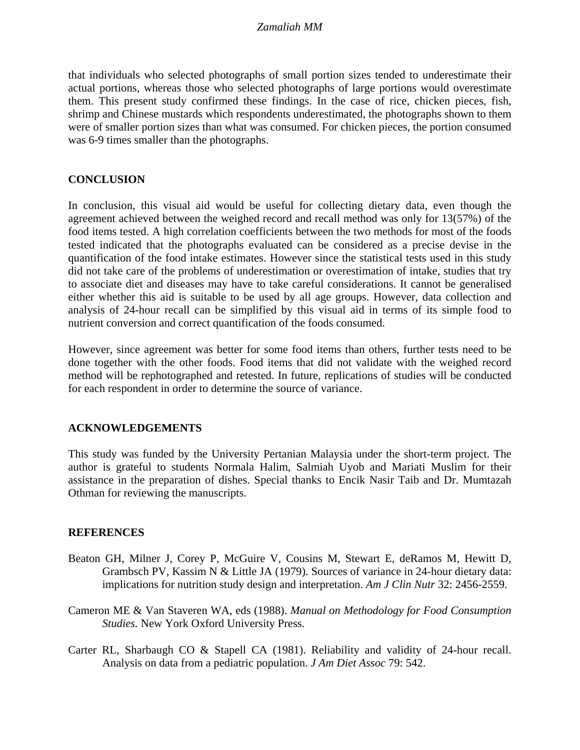that individuals who selected photographs of small portion sizes tended to underestimate their actual portions, whereas those who selected photographs of large portions would overestimate them. This present study confirmed these findings. In the case of rice, chicken pieces, fish, shrimp and Chinese mustards which respondents underestimated, the photographs shown to them were of smaller portion sizes than what was consumed. For chicken pieces, the portion consumed was 6-9 times smaller than the photographs.

## CONCLUSION

In conclusion, this visual aid would be useful for collecting dietary data, even though the agreement achieved between the weighed record and recall method was only for 13(57%) of the food items tested. A high correlation coefficients between the two methods for most of the foods tested indicated that the photographs evaluated can be considered as a precise devise in the quantification of the food intake estimates. However since the statistical tests used in this study did not take care of the problems of underestimation or overestimation of intake, studies that try to associate diet and diseases may have to take careful considerations. It cannot be generalised either whether this aid is suitable to be used by all age groups. However, data collection and analysis of 24-hour recall can be simplified by this visual aid in terms of its simple food to nutrient conversion and correct quantification of the foods consumed.

However, since agreement was better for some food items than others, further tests need to be done together with the other foods. Food items that did not validate with the weighed record method will be rephotographed and retested. In future, replications of studies will be conducted for each respondent in order to determine the source of variance.

## ACKNOWLEDGEMENTS

This study was funded by the University Pertanian Malaysia under the short-term project. The author is grateful to students Normala Halim, Salmiah Uyob and Mariati Muslim for their assistance in the preparation of dishes. Special thanks to Encik Nasir Taib and Dr. Mumtazah Othman for reviewing the manuscripts.

## REFERENCES

Beaton GH, Milner J, Corey P, McGuire V, Cousins M, Stewart E, deRamos M, Hewitt D, Grambsch PV, Kassim N & Little JA (1979). Sources of variance in 24-hour dietary data: implications for nutrition study design and interpretation. *Am J Clin Nutr* 32: 2456-2559.

Cameron ME & Van Staveren WA, eds (1988). *Manual on Methodology for Food Consumption Studies.* New York Oxford University Press.

Carter RL, Sharbaugh CO & Stapell CA (1981). Reliability and validity of 24-hour recall. Analysis on data from a pediatric population. *J Am Diet Assoc* 79: 542.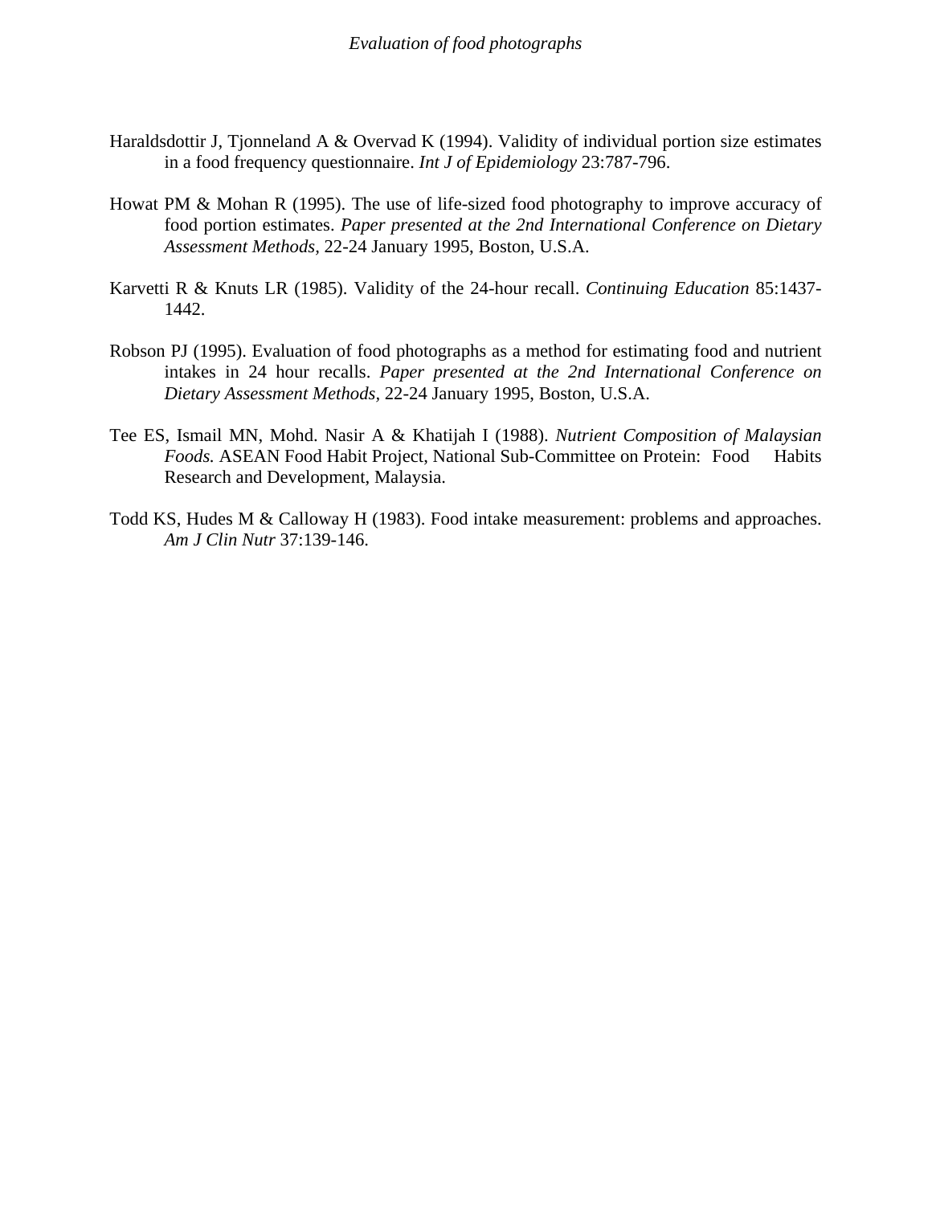Haraldsdottir J, Tjonneland A & Overvad K (1994). Validity of individual portion size estimates in a food frequency questionnaire. *Int J of Epidemiology* 23:787-796.

Howat PM & Mohan R (1995). The use of life-sized food photography to improve accuracy of food portion estimates. *Paper presented at the 2nd International Conference on Dietary Assessment Methods,* 22-24 January 1995, Boston, U.S.A.

Karvetti R & Knuts LR (1985). Validity of the 24-hour recall. *Continuing Education* 85:1437-1442.

Robson PJ (1995). Evaluation of food photographs as a method for estimating food and nutrient intakes in 24 hour recalls. *Paper presented at the 2nd International Conference on Dietary Assessment Methods,* 22-24 January 1995, Boston, U.S.A.

Tee ES, Ismail MN, Mohd. Nasir A & Khatijah I (1988). *Nutrient Composition of Malaysian Foods.* ASEAN Food Habit Project, National Sub-Committee on Protein: Food Habits Research and Development, Malaysia.

Todd KS, Hudes M & Calloway H (1983). Food intake measurement: problems and approaches. *Am J Clin Nutr* 37:139-146.